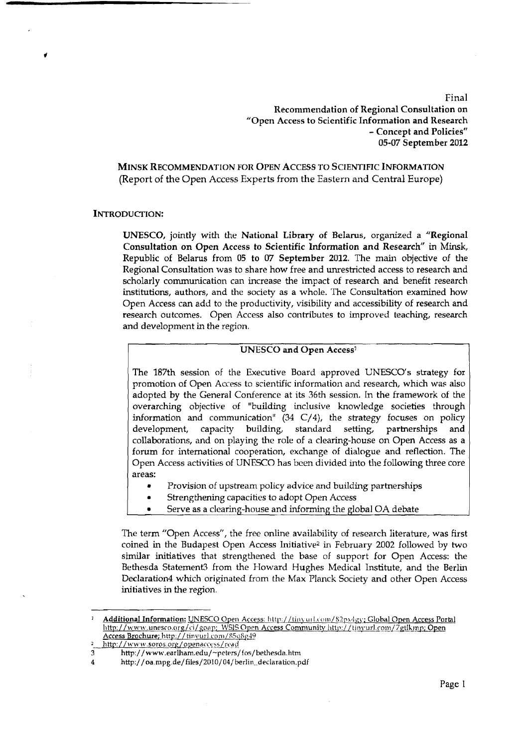Final
Recommendation of Regional Consultation on
"Open Access to Scientific Information and Research
- Concept and Policies"
05-07 September 2012

# MINSK RECOMMENDATION FOR OPEN ACCESS TO SCIENTIFIC INFORMATION

(Report of the Open Access Experts from the Eastern and Central Europe)

## INTRODUCTION:

**UNESCO**, jointly with the **National Library of Belarus**, organized a **"Regional Consultation on Open Access to Scientific Information and Research"** in Minsk, Republic of Belarus from **05 to 07 September 2012**. The main objective of the Regional Consultation was to share how free and unrestricted access to research and scholarly communication can increase the impact of research and benefit research institutions, authors, and the society as a whole. The Consultation examined how Open Access can add to the productivity, visibility and accessibility of research and research outcomes. Open Access also contributes to improved teaching, research and development in the region.

### UNESCO and Open Access[1]

The 187th session of the Executive Board approved UNESCO's strategy for promotion of Open Access to scientific information and research, which was also adopted by the General Conference at its 36th session. In the framework of the overarching objective of "building inclusive knowledge societies through information and communication" (34 C/4), the strategy focuses on policy development, capacity building, standard setting, partnerships and collaborations, and on playing the role of a clearing-house on Open Access as a forum for international cooperation, exchange of dialogue and reflection. The Open Access activities of UNESCO has been divided into the following three core areas:

- Provision of upstream policy advice and building partnerships
- Strengthening capacities to adopt Open Access
- Serve as a clearing-house and informing the global OA debate

The term "Open Access", the free online availability of research literature, was first coined in the Budapest Open Access Initiative[2] in February 2002 followed by two similar initiatives that strengthened the base of support for Open Access: the Bethesda Statement[3] from the Howard Hughes Medical Institute, and the Berlin Declaration[4] which originated from the Max Planck Society and other Open Access initiatives in the region.

---

[1] **Additional Information:** UNESCO Open Access: http://tinyurl.com/82px4gy; Global Open Access Portal http://www.unesco.org/ci/goap; WSIS Open Access Community http://tinyurl.com/7gtlkmp; Open Access Brochure: http://tinyurl.com/85q8g49

[2] http://www.soros.org/openaccess/read

[3] http://www.earlham.edu/~peters/fos/bethesda.htm

[4] http://oa.mpg.de/files/2010/04/berlin_declaration.pdf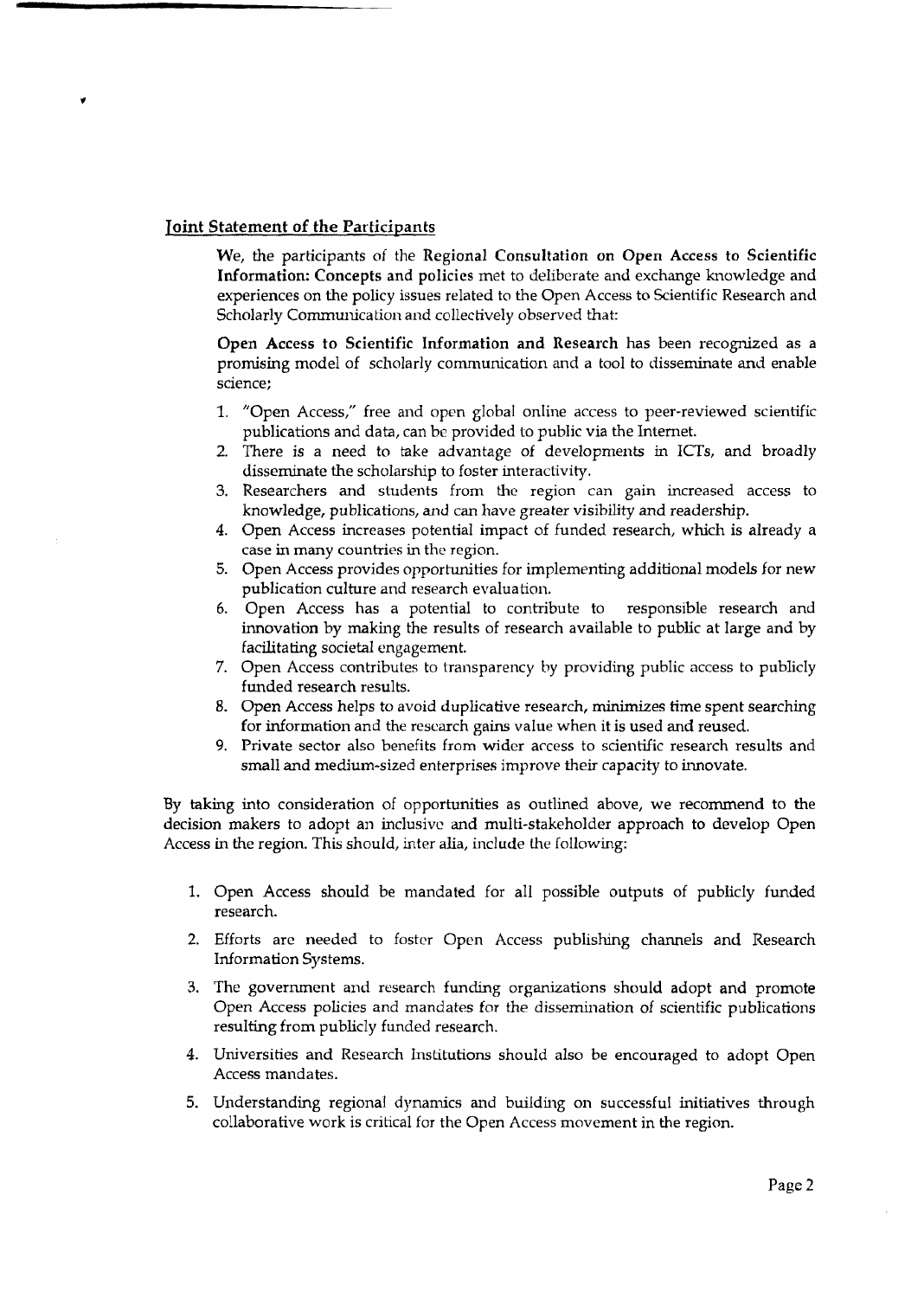## Joint Statement of the Participants

We, the participants of the **Regional Consultation on Open Access to Scientific Information: Concepts and policies** met to deliberate and exchange knowledge and experiences on the policy issues related to the Open Access to Scientific Research and Scholarly Communication and collectively observed that:

**Open Access to Scientific Information and Research** has been recognized as a promising model of scholarly communication and a tool to disseminate and enable science;

1. "Open Access," free and open global online access to peer-reviewed scientific publications and data, can be provided to public via the Internet.
2. There is a need to take advantage of developments in ICTs, and broadly disseminate the scholarship to foster interactivity.
3. Researchers and students from the region can gain increased access to knowledge, publications, and can have greater visibility and readership.
4. Open Access increases potential impact of funded research, which is already a case in many countries in the region.
5. Open Access provides opportunities for implementing additional models for new publication culture and research evaluation.
6. Open Access has a potential to contribute to responsible research and innovation by making the results of research available to public at large and by facilitating societal engagement.
7. Open Access contributes to transparency by providing public access to publicly funded research results.
8. Open Access helps to avoid duplicative research, minimizes time spent searching for information and the research gains value when it is used and reused.
9. Private sector also benefits from wider access to scientific research results and small and medium-sized enterprises improve their capacity to innovate.

By taking into consideration of opportunities as outlined above, we recommend to the decision makers to adopt an inclusive and multi-stakeholder approach to develop Open Access in the region. This should, inter alia, include the following:

1. Open Access should be mandated for all possible outputs of publicly funded research.
2. Efforts are needed to foster Open Access publishing channels and Research Information Systems.
3. The government and research funding organizations should adopt and promote Open Access policies and mandates for the dissemination of scientific publications resulting from publicly funded research.
4. Universities and Research Institutions should also be encouraged to adopt Open Access mandates.
5. Understanding regional dynamics and building on successful initiatives through collaborative work is critical for the Open Access movement in the region.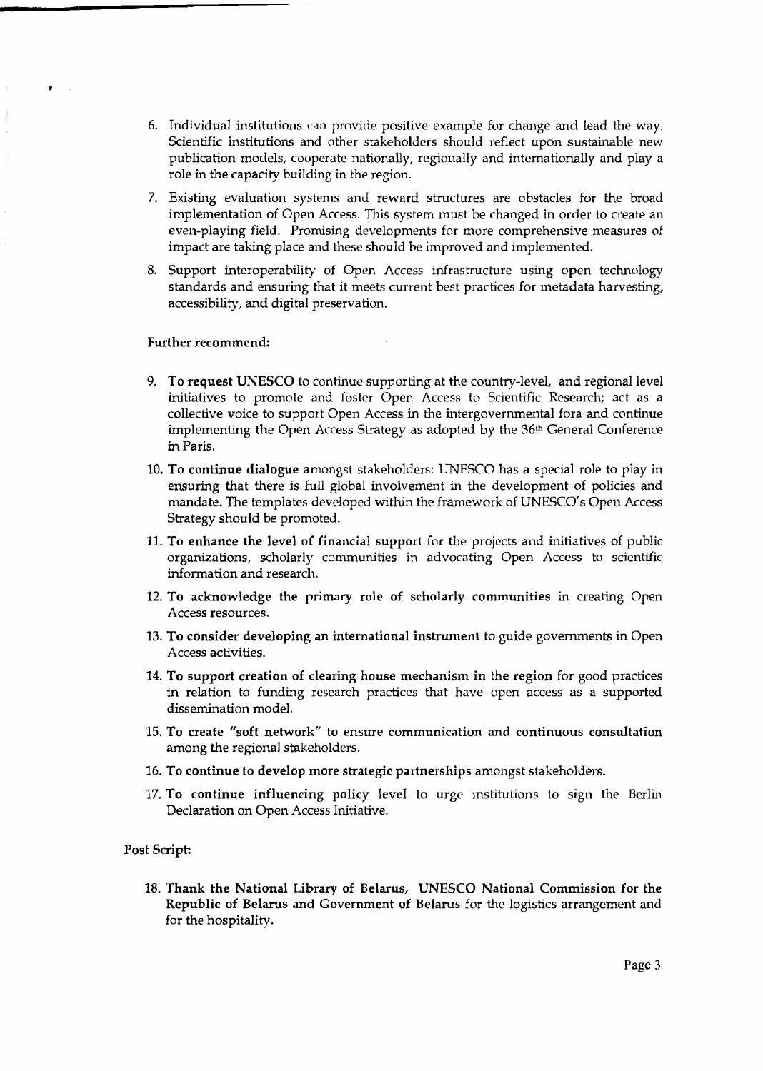6. Individual institutions can provide positive example for change and lead the way. Scientific institutions and other stakeholders should reflect upon sustainable new publication models, cooperate nationally, regionally and internationally and play a role in the capacity building in the region.

7. Existing evaluation systems and reward structures are obstacles for the broad implementation of Open Access. This system must be changed in order to create an even-playing field. Promising developments for more comprehensive measures of impact are taking place and these should be improved and implemented.

8. Support interoperability of Open Access infrastructure using open technology standards and ensuring that it meets current best practices for metadata harvesting, accessibility, and digital preservation.

**Further recommend:**

9. **To request UNESCO** to continue supporting at the country-level, and regional level initiatives to promote and foster Open Access to Scientific Research; act as a collective voice to support Open Access in the intergovernmental fora and continue implementing the Open Access Strategy as adopted by the 36th General Conference in Paris.

10. **To continue dialogue** amongst stakeholders: UNESCO has a special role to play in ensuring that there is full global involvement in the development of policies and mandate. The templates developed within the framework of UNESCO's Open Access Strategy should be promoted.

11. **To enhance the level of financial support** for the projects and initiatives of public organizations, scholarly communities in advocating Open Access to scientific information and research.

12. **To acknowledge the primary role of scholarly communities** in creating Open Access resources.

13. **To consider developing an international instrument** to guide governments in Open Access activities.

14. **To support creation of clearing house mechanism in the region** for good practices in relation to funding research practices that have open access as a supported dissemination model.

15. **To create "soft network" to ensure communication and continuous consultation** among the regional stakeholders.

16. **To continue to develop more strategic partnerships** amongst stakeholders.

17. **To continue influencing** policy level to urge institutions to sign the Berlin Declaration on Open Access Initiative.

**Post Script:**

18. **Thank the National Library of Belarus, UNESCO National Commission for the Republic of Belarus and Government of Belarus** for the logistics arrangement and for the hospitality.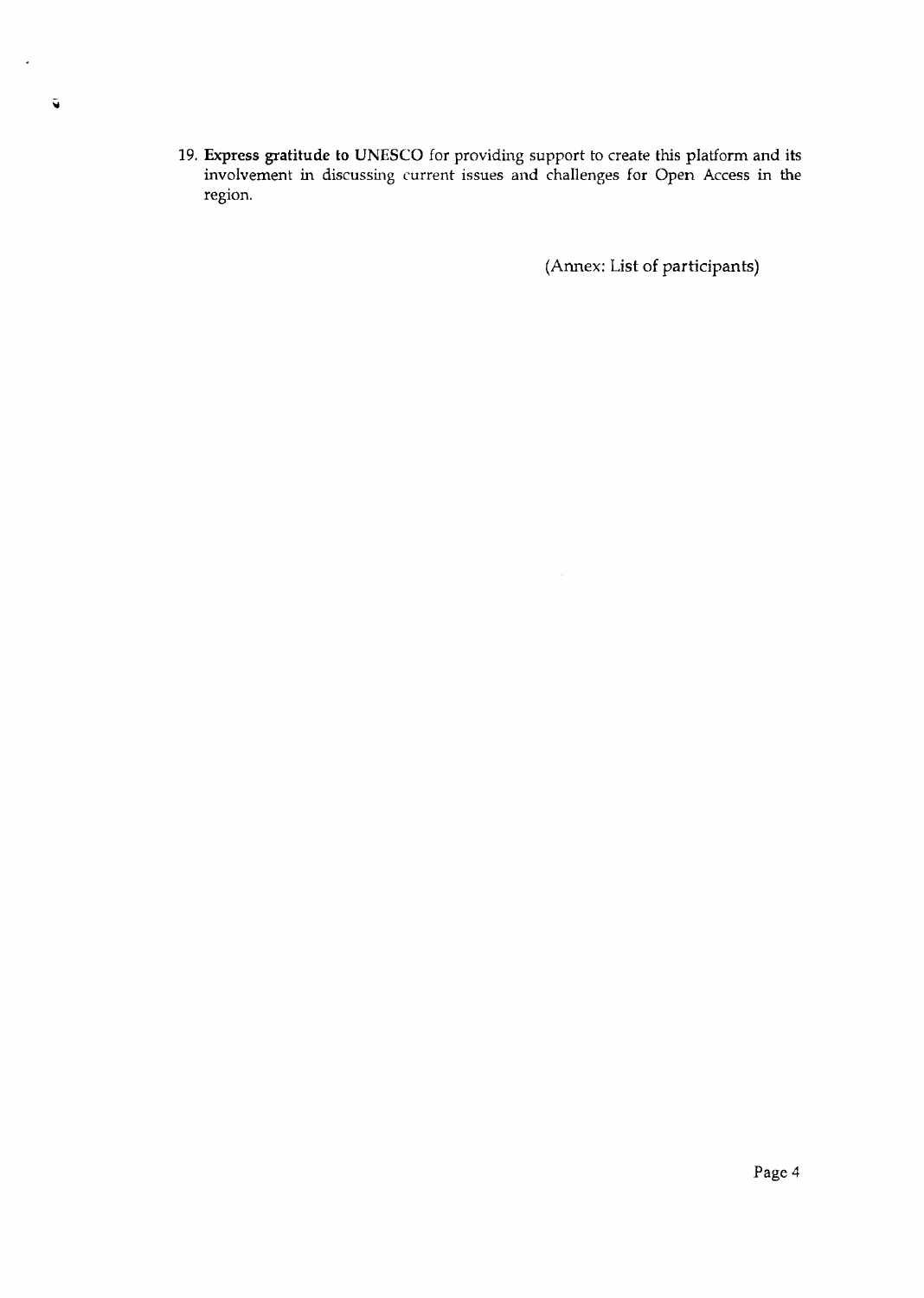19. **Express gratitude to** UNESCO for providing support to create this platform and its involvement in discussing current issues and challenges for Open Access in the region.

(Annex: List of participants)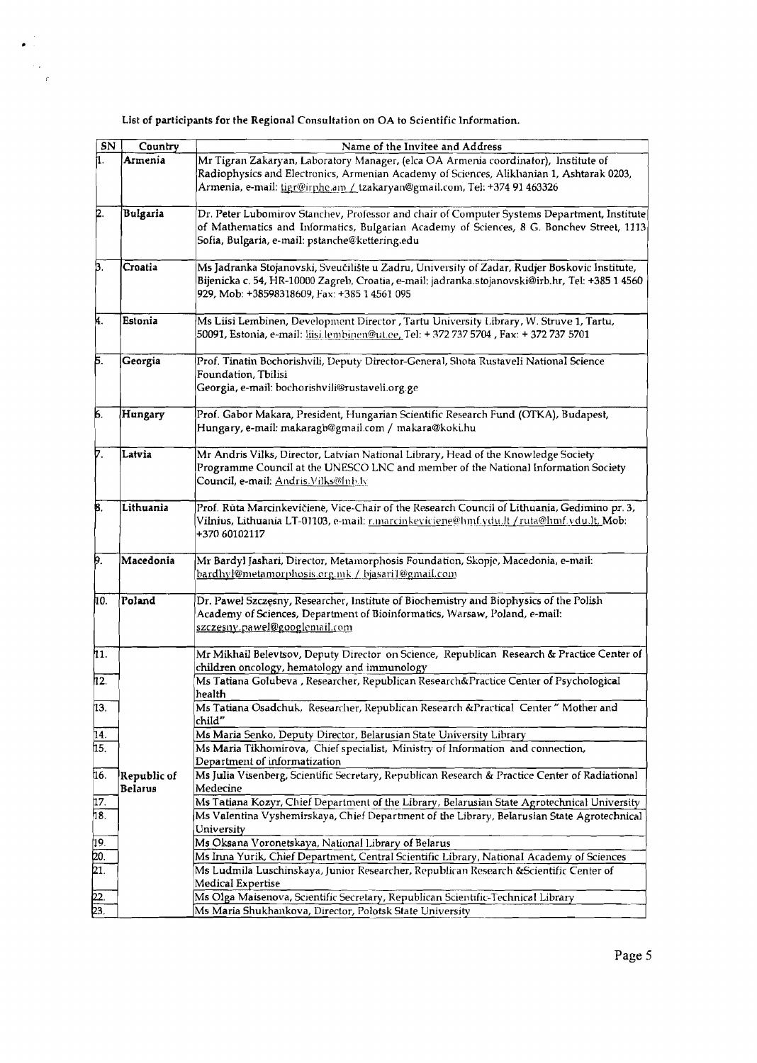List of participants for the Regional Consultation on OA to Scientific Information.

| SN | Country | Name of the Invitee and Address |
| --- | --- | --- |
| 1. | Armenia | Mr Tigran Zakaryan, Laboratory Manager, (elca OA Armenia coordinator), Institute of Radiophysics and Electronics, Armenian Academy of Sciences, Alikhanian 1, Ashtarak 0203, Armenia, e-mail: tigr@irphe.am / tzakaryan@gmail.com, Tel: +374 91 463326 |
| 2. | Bulgaria | Dr. Peter Lubomirov Stanchev, Professor and chair of Computer Systems Department, Institute of Mathematics and Informatics, Bulgarian Academy of Sciences, 8 G. Bonchev Street, 1113 Sofia, Bulgaria, e-mail: pstanche@kettering.edu |
| 3. | Croatia | Ms Jadranka Stojanovski, Sveučilište u Zadru, University of Zadar, Rudjer Boskovic Institute, Bijenicka c. 54, HR-10000 Zagreb, Croatia, e-mail: jadranka.stojanovski@irb.hr, Tel: +385 1 4560 929, Mob: +38598318609, Fax: +385 1 4561 095 |
| 4. | Estonia | Ms Liisi Lembinen, Development Director , Tartu University Library, W. Struve 1, Tartu, 50091, Estonia, e-mail: liisi.lembinen@ut.ee, Tel: + 372 737 5704 , Fax: + 372 737 5701 |
| 5. | Georgia | Prof. Tinatin Bochorishvili, Deputy Director-General, Shota Rustaveli National Science Foundation, Tbilisi Georgia, e-mail: bochorishvili@rustaveli.org.ge |
| 6. | Hungary | Prof. Gabor Makara, President, Hungarian Scientific Research Fund (OTKA), Budapest, Hungary, e-mail: makaragb@gmail.com / makara@koki.hu |
| 7. | Latvia | Mr Andris Vilks, Director, Latvian National Library, Head of the Knowledge Society Programme Council at the UNESCO LNC and member of the National Information Society Council, e-mail: Andris.Vilks@lnb.lv |
| 8. | Lithuania | Prof. Rūta Marcinkevičienė, Vice-Chair of the Research Council of Lithuania, Gedimino pr. 3, Vilnius, Lithuania LT-01103, e-mail: r.marcinkeviciene@hmf.vdu.lt / ruta@hmf.vdu.lt, Mob: +370 60102117 |
| 9. | Macedonia | Mr Bardyl Jashari, Director, Metamorphosis Foundation, Skopje, Macedonia, e-mail: bardhyl@metamorphosis.org.mk / bjasari1@gmail.com |
| 10. | Poland | Dr. Pawel Szczęsny, Researcher, Institute of Biochemistry and Biophysics of the Polish Academy of Sciences, Department of Bioinformatics, Warsaw, Poland, e-mail: szczesny.pawel@googlemail.com |
| 11. | Republic of Belarus | Mr Mikhail Belevtsov, Deputy Director on Science, Republican Research & Practice Center of children oncology, hematology and immunology |
| 12. | | Ms Tatiana Golubeva , Researcher, Republican Research&Practice Center of Psychological health |
| 13. | | Ms Tatiana Osadchuk, Researcher, Republican Research &Practical Center " Mother and child" |
| 14. | | Ms Maria Senko, Deputy Director, Belarusian State University Library |
| 15. | | Ms Maria Tikhomirova, Chief specialist, Ministry of Information and connection, Department of informatization |
| 16. | | Ms Julia Visenberg, Scientific Secretary, Republican Research & Practice Center of Radiational Medecine |
| 17. | | Ms Tatiana Kozyr, Chief Department of the Library, Belarusian State Agrotechnical University |
| 18. | | Ms Valentina Vyshemirskaya, Chief Department of the Library, Belarusian State Agrotechnical University |
| 19. | | Ms Oksana Voronetskaya, National Library of Belarus |
| 20. | | Ms Inna Yurik, Chief Department, Central Scientific Library, National Academy of Sciences |
| 21. | | Ms Ludmila Luschinskaya, Junior Researcher, Republican Research &Scientific Center of Medical Expertise |
| 22. | | Ms Olga Maisenova, Scientific Secretary, Republican Scientific-Technical Library |
| 23. | | Ms Maria Shukhankova, Director, Polotsk State University |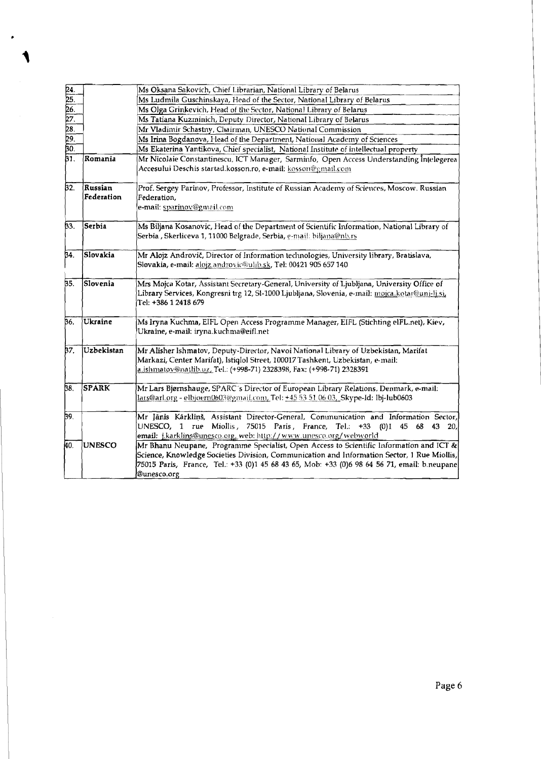| | | |
|---|---|---|
| 24. | | Ms Oksana Sakovich, Chief Librarian, National Library of Belarus |
| 25. | | Ms Ludmila Guschinskaya, Head of the Sector, National Library of Belarus |
| 26. | | Ms Olga Grinkevich, Head of the Sector, National Library of Belarus |
| 27. | | Ms Tatiana Kuzminich, Deputy Director, National Library of Belarus |
| 28. | | Mr Vladimir Schastny, Chairman, UNESCO National Commission |
| 29. | | Ms Irina Bogdanova, Head of the Department, National Academy of Sciences |
| 30. | | Ms Ekaterina Yantikova, Chief specialist, National Institute of intellectual property |
| 31. | Romania | Mr Nicolaie Constantinescu, ICT Manager, Sarminfo, Open Access Understanding Înțelegerea Accesului Deschis startad.kosson.ro, e-mail: kosson@gmail.com |
| 32. | Russian Federation | Prof. Sergey Parinov, Professor, Institute of Russian Academy of Sciences, Moscow. Russian Federation, e-mail: sparinov@gmail.com |
| 33. | Serbia | Ms Biljana Kosanovic, Head of the Department of Scientific Information, National Library of Serbia , Skerliceva 1, 11000 Belgrade, Serbia, e-mail: biljana@nb.rs |
| 34. | Slovakia | Mr Alojz Androvič, Director of Information technologies, University library, Bratislava, Slovakia, e-mail: alojz.androvic@ulib.sk, Tel: 00421 905 657 140 |
| 35. | Slovenia | Mrs Mojca Kotar, Assistant Secretary-General, University of Ljubljana, University Office of Library Services, Kongresni trg 12, SI-1000 Ljubljana, Slovenia, e-mail: mojca.kotar@uni-lj.si, Tel: +386 1 2418 679 |
| 36. | Ukraine | Ms Iryna Kuchma, EIFL Open Access Programme Manager, EIFL (Stichting eIFL.net), Kiev, Ukraine, e-mail: iryna.kuchma@eifl.net |
| 37. | Uzbekistan | Mr Alisher Ishmatov, Deputy-Director, Navoi National Library of Uzbekistan, Marifat Markazi, Center Marifat), Istiqlol Street, 100017 Tashkent, Uzbekistan, e-mail: a.ishmatov@natlib.uz, Tel.: (+998-71) 2328398, Fax: (+998-71) 2328391 |
| 38. | SPARK | Mr Lars Bjørnshauge, SPARC's Director of European Library Relations, Denmark, e-mail: lars@arl.org - elbjoern0603@gmail.com, Tel: +45 53 51 06 03, Skype-Id: lbj-lub0603 |
| 39. | UNESCO | Mr Jānis Kārkliņš, Assistant Director-General, Communication and Information Sector, UNESCO, 1 rue Miollis, 75015 Paris, France, Tel.: +33 (0)1 45 68 43 20, email: j.karklins@unesco.org, web: http://www.unesco.org/webworld |
| 40. | | Mr Bhanu Neupane, Programme Specialist, Open Access to Scientific Information and ICT & Science, Knowledge Societies Division, Communication and Information Sector, 1 Rue Miollis, 75015 Paris, France, Tel.: +33 (0)1 45 68 43 65, Mob: +33 (0)6 98 64 56 71, email: b.neupane@unesco.org |